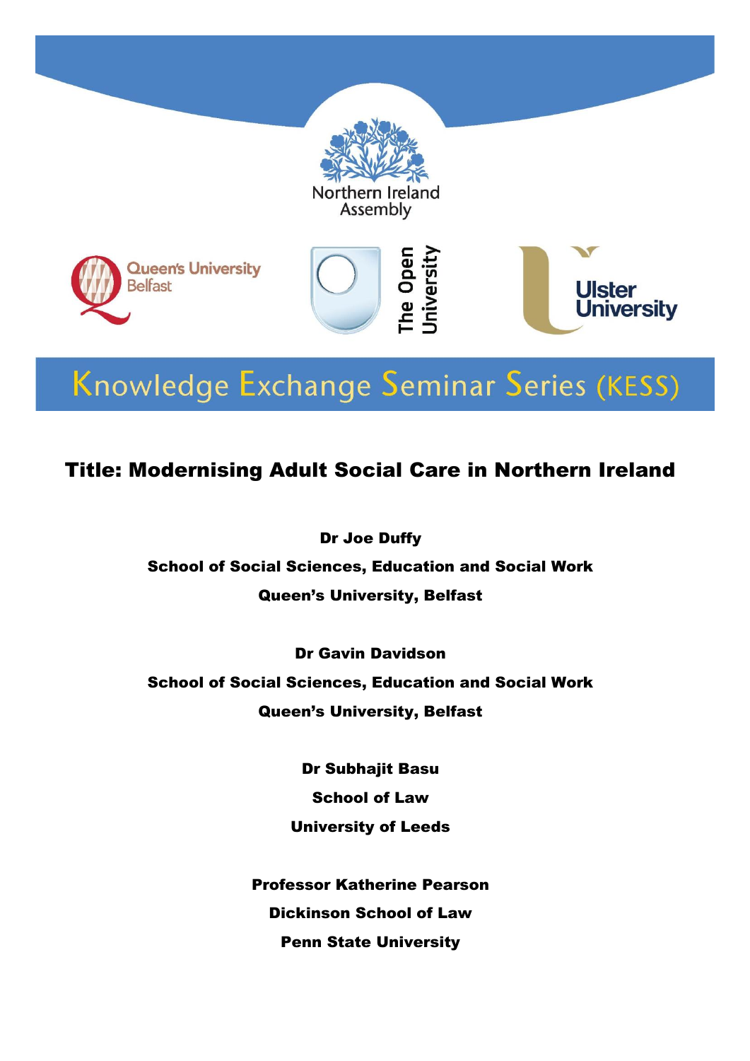Northern Ireland Assembly

Queen's University Belfast

The Open University

Ulster University

# Knowledge Exchange Seminar Series (KESS)

## Title: Modernising Adult Social Care in Northern Ireland

**Dr Joe Duffy**

**School of Social Sciences, Education and Social Work**

**Queen's University, Belfast**

**Dr Gavin Davidson**

**School of Social Sciences, Education and Social Work**

**Queen's University, Belfast**

**Dr Subhajit Basu**

**School of Law**

**University of Leeds**

**Professor Katherine Pearson**

**Dickinson School of Law**

**Penn State University**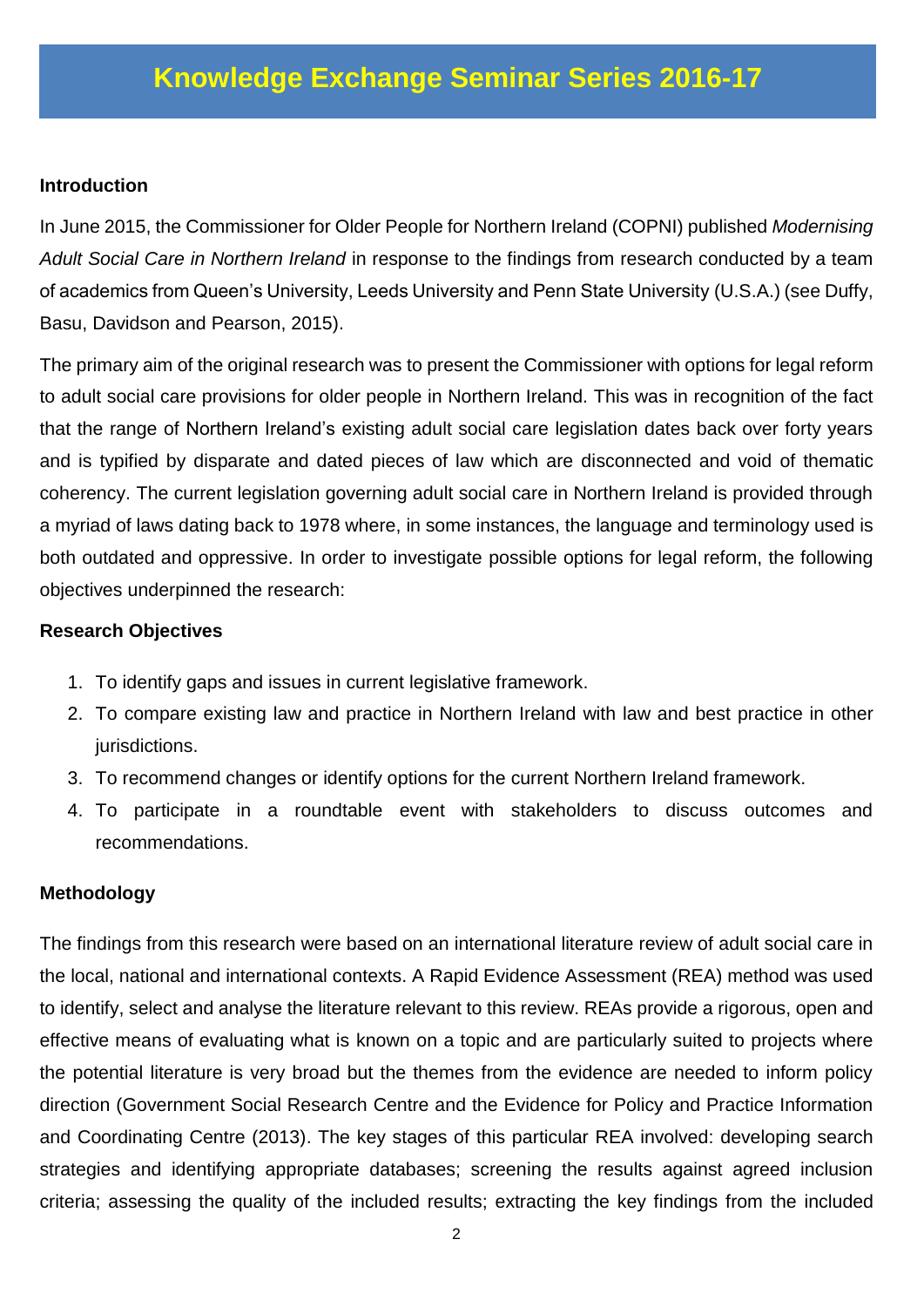# Knowledge Exchange Seminar Series 2016-17

**Introduction**

In June 2015, the Commissioner for Older People for Northern Ireland (COPNI) published *Modernising Adult Social Care in Northern Ireland* in response to the findings from research conducted by a team of academics from Queen's University, Leeds University and Penn State University (U.S.A.) (see Duffy, Basu, Davidson and Pearson, 2015).

The primary aim of the original research was to present the Commissioner with options for legal reform to adult social care provisions for older people in Northern Ireland. This was in recognition of the fact that the range of Northern Ireland's existing adult social care legislation dates back over forty years and is typified by disparate and dated pieces of law which are disconnected and void of thematic coherency. The current legislation governing adult social care in Northern Ireland is provided through a myriad of laws dating back to 1978 where, in some instances, the language and terminology used is both outdated and oppressive. In order to investigate possible options for legal reform, the following objectives underpinned the research:

**Research Objectives**

1. To identify gaps and issues in current legislative framework.
2. To compare existing law and practice in Northern Ireland with law and best practice in other jurisdictions.
3. To recommend changes or identify options for the current Northern Ireland framework.
4. To participate in a roundtable event with stakeholders to discuss outcomes and recommendations.

**Methodology**

The findings from this research were based on an international literature review of adult social care in the local, national and international contexts. A Rapid Evidence Assessment (REA) method was used to identify, select and analyse the literature relevant to this review. REAs provide a rigorous, open and effective means of evaluating what is known on a topic and are particularly suited to projects where the potential literature is very broad but the themes from the evidence are needed to inform policy direction (Government Social Research Centre and the Evidence for Policy and Practice Information and Coordinating Centre (2013). The key stages of this particular REA involved: developing search strategies and identifying appropriate databases; screening the results against agreed inclusion criteria; assessing the quality of the included results; extracting the key findings from the included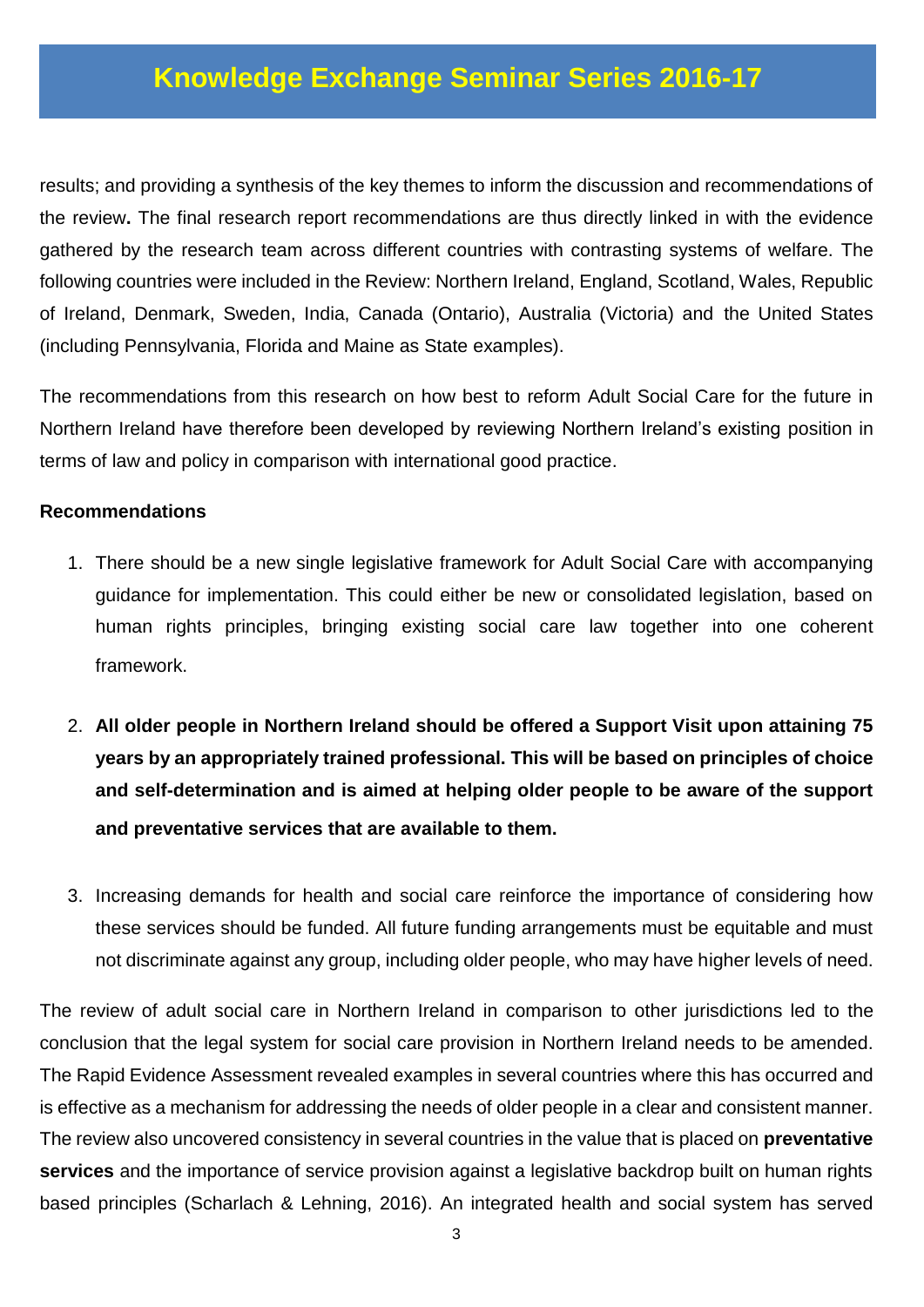results; and providing a synthesis of the key themes to inform the discussion and recommendations of the review**.** The final research report recommendations are thus directly linked in with the evidence gathered by the research team across different countries with contrasting systems of welfare. The following countries were included in the Review: Northern Ireland, England, Scotland, Wales, Republic of Ireland, Denmark, Sweden, India, Canada (Ontario), Australia (Victoria) and the United States (including Pennsylvania, Florida and Maine as State examples).

The recommendations from this research on how best to reform Adult Social Care for the future in Northern Ireland have therefore been developed by reviewing Northern Ireland's existing position in terms of law and policy in comparison with international good practice.

**Recommendations**

1. There should be a new single legislative framework for Adult Social Care with accompanying guidance for implementation. This could either be new or consolidated legislation, based on human rights principles, bringing existing social care law together into one coherent framework.

2. **All older people in Northern Ireland should be offered a Support Visit upon attaining 75 years by an appropriately trained professional. This will be based on principles of choice and self-determination and is aimed at helping older people to be aware of the support and preventative services that are available to them.**

3. Increasing demands for health and social care reinforce the importance of considering how these services should be funded. All future funding arrangements must be equitable and must not discriminate against any group, including older people, who may have higher levels of need.

The review of adult social care in Northern Ireland in comparison to other jurisdictions led to the conclusion that the legal system for social care provision in Northern Ireland needs to be amended. The Rapid Evidence Assessment revealed examples in several countries where this has occurred and is effective as a mechanism for addressing the needs of older people in a clear and consistent manner. The review also uncovered consistency in several countries in the value that is placed on **preventative services** and the importance of service provision against a legislative backdrop built on human rights based principles (Scharlach & Lehning, 2016). An integrated health and social system has served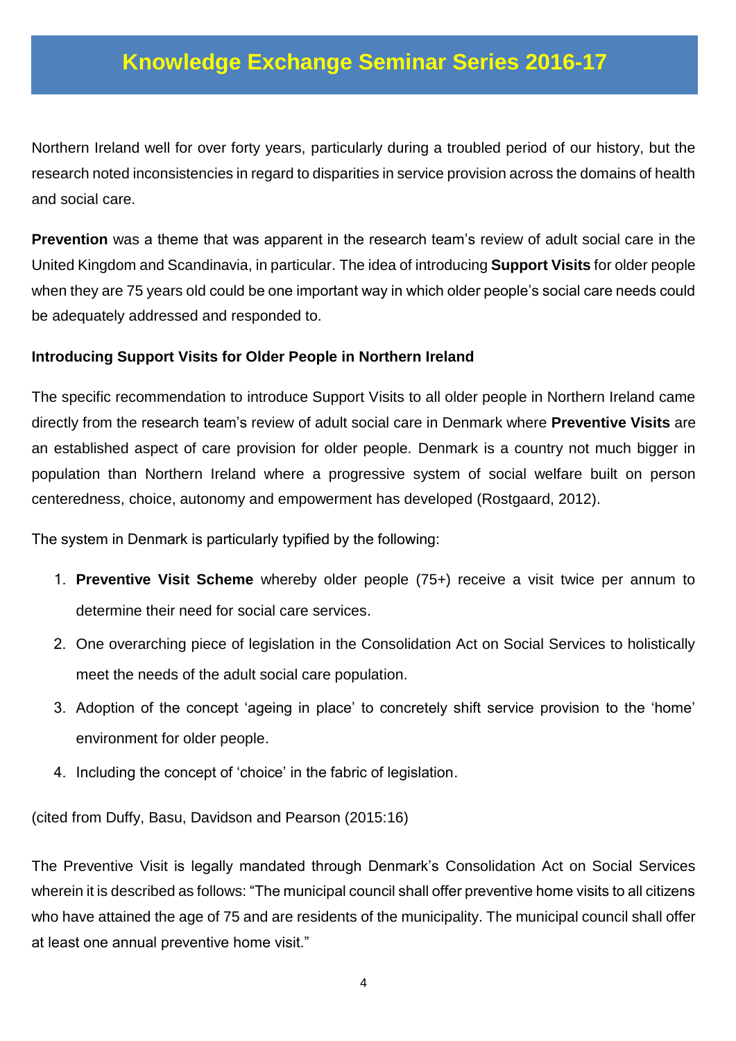Northern Ireland well for over forty years, particularly during a troubled period of our history, but the research noted inconsistencies in regard to disparities in service provision across the domains of health and social care.

**Prevention** was a theme that was apparent in the research team's review of adult social care in the United Kingdom and Scandinavia, in particular. The idea of introducing **Support Visits** for older people when they are 75 years old could be one important way in which older people's social care needs could be adequately addressed and responded to.

**Introducing Support Visits for Older People in Northern Ireland**

The specific recommendation to introduce Support Visits to all older people in Northern Ireland came directly from the research team's review of adult social care in Denmark where **Preventive Visits** are an established aspect of care provision for older people. Denmark is a country not much bigger in population than Northern Ireland where a progressive system of social welfare built on person centeredness, choice, autonomy and empowerment has developed (Rostgaard, 2012).

The system in Denmark is particularly typified by the following:

1. **Preventive Visit Scheme** whereby older people (75+) receive a visit twice per annum to determine their need for social care services.
2. One overarching piece of legislation in the Consolidation Act on Social Services to holistically meet the needs of the adult social care population.
3. Adoption of the concept 'ageing in place' to concretely shift service provision to the 'home' environment for older people.
4. Including the concept of 'choice' in the fabric of legislation.

(cited from Duffy, Basu, Davidson and Pearson (2015:16)

The Preventive Visit is legally mandated through Denmark's Consolidation Act on Social Services wherein it is described as follows: "The municipal council shall offer preventive home visits to all citizens who have attained the age of 75 and are residents of the municipality. The municipal council shall offer at least one annual preventive home visit."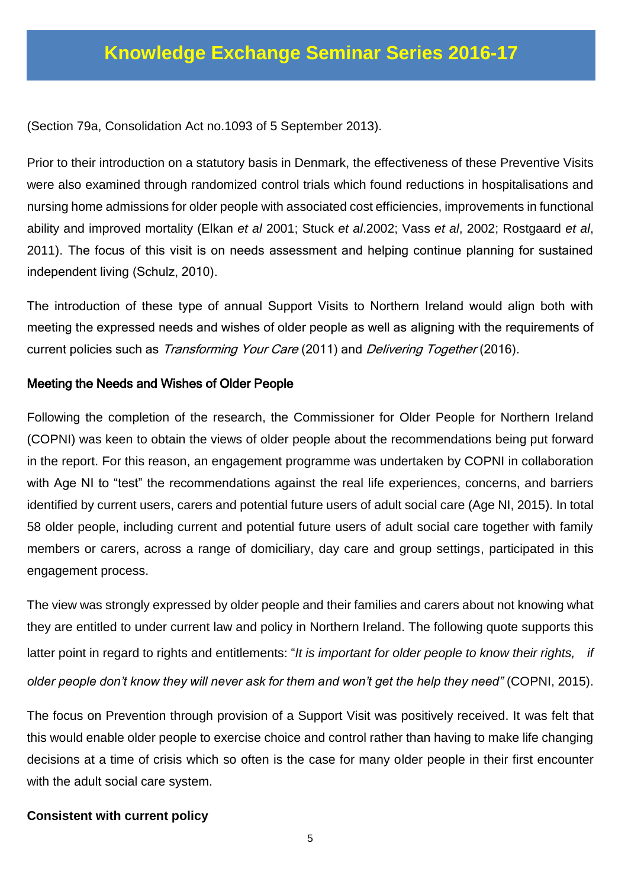(Section 79a, Consolidation Act no.1093 of 5 September 2013).

Prior to their introduction on a statutory basis in Denmark, the effectiveness of these Preventive Visits were also examined through randomized control trials which found reductions in hospitalisations and nursing home admissions for older people with associated cost efficiencies, improvements in functional ability and improved mortality (Elkan *et al* 2001; Stuck *et al*.2002; Vass *et al*, 2002; Rostgaard *et al*, 2011). The focus of this visit is on needs assessment and helping continue planning for sustained independent living (Schulz, 2010).

The introduction of these type of annual Support Visits to Northern Ireland would align both with meeting the expressed needs and wishes of older people as well as aligning with the requirements of current policies such as *Transforming Your Care* (2011) and *Delivering Together* (2016).

**Meeting the Needs and Wishes of Older People**

Following the completion of the research, the Commissioner for Older People for Northern Ireland (COPNI) was keen to obtain the views of older people about the recommendations being put forward in the report. For this reason, an engagement programme was undertaken by COPNI in collaboration with Age NI to "test" the recommendations against the real life experiences, concerns, and barriers identified by current users, carers and potential future users of adult social care (Age NI, 2015). In total 58 older people, including current and potential future users of adult social care together with family members or carers, across a range of domiciliary, day care and group settings, participated in this engagement process.

The view was strongly expressed by older people and their families and carers about not knowing what they are entitled to under current law and policy in Northern Ireland. The following quote supports this latter point in regard to rights and entitlements: "*It is important for older people to know their rights, if older people don't know they will never ask for them and won't get the help they need"* (COPNI, 2015).

The focus on Prevention through provision of a Support Visit was positively received. It was felt that this would enable older people to exercise choice and control rather than having to make life changing decisions at a time of crisis which so often is the case for many older people in their first encounter with the adult social care system.

**Consistent with current policy**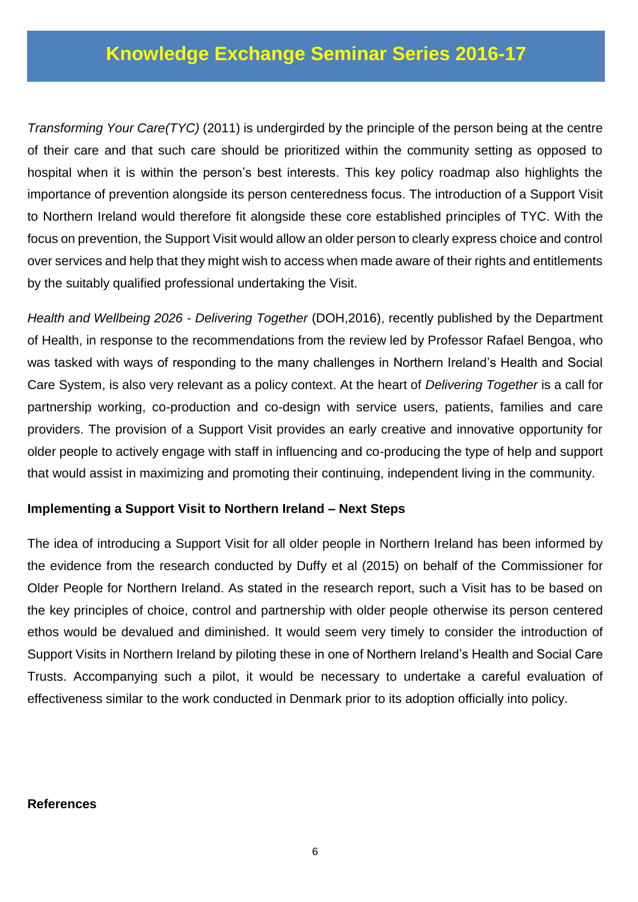*Transforming Your Care(TYC)* (2011) is undergirded by the principle of the person being at the centre of their care and that such care should be prioritized within the community setting as opposed to hospital when it is within the person's best interests. This key policy roadmap also highlights the importance of prevention alongside its person centeredness focus. The introduction of a Support Visit to Northern Ireland would therefore fit alongside these core established principles of TYC. With the focus on prevention, the Support Visit would allow an older person to clearly express choice and control over services and help that they might wish to access when made aware of their rights and entitlements by the suitably qualified professional undertaking the Visit.

*Health and Wellbeing 2026 - Delivering Together* (DOH,2016), recently published by the Department of Health, in response to the recommendations from the review led by Professor Rafael Bengoa, who was tasked with ways of responding to the many challenges in Northern Ireland's Health and Social Care System, is also very relevant as a policy context. At the heart of *Delivering Together* is a call for partnership working, co-production and co-design with service users, patients, families and care providers. The provision of a Support Visit provides an early creative and innovative opportunity for older people to actively engage with staff in influencing and co-producing the type of help and support that would assist in maximizing and promoting their continuing, independent living in the community.

**Implementing a Support Visit to Northern Ireland – Next Steps**

The idea of introducing a Support Visit for all older people in Northern Ireland has been informed by the evidence from the research conducted by Duffy et al (2015) on behalf of the Commissioner for Older People for Northern Ireland. As stated in the research report, such a Visit has to be based on the key principles of choice, control and partnership with older people otherwise its person centered ethos would be devalued and diminished. It would seem very timely to consider the introduction of Support Visits in Northern Ireland by piloting these in one of Northern Ireland's Health and Social Care Trusts. Accompanying such a pilot, it would be necessary to undertake a careful evaluation of effectiveness similar to the work conducted in Denmark prior to its adoption officially into policy.

**References**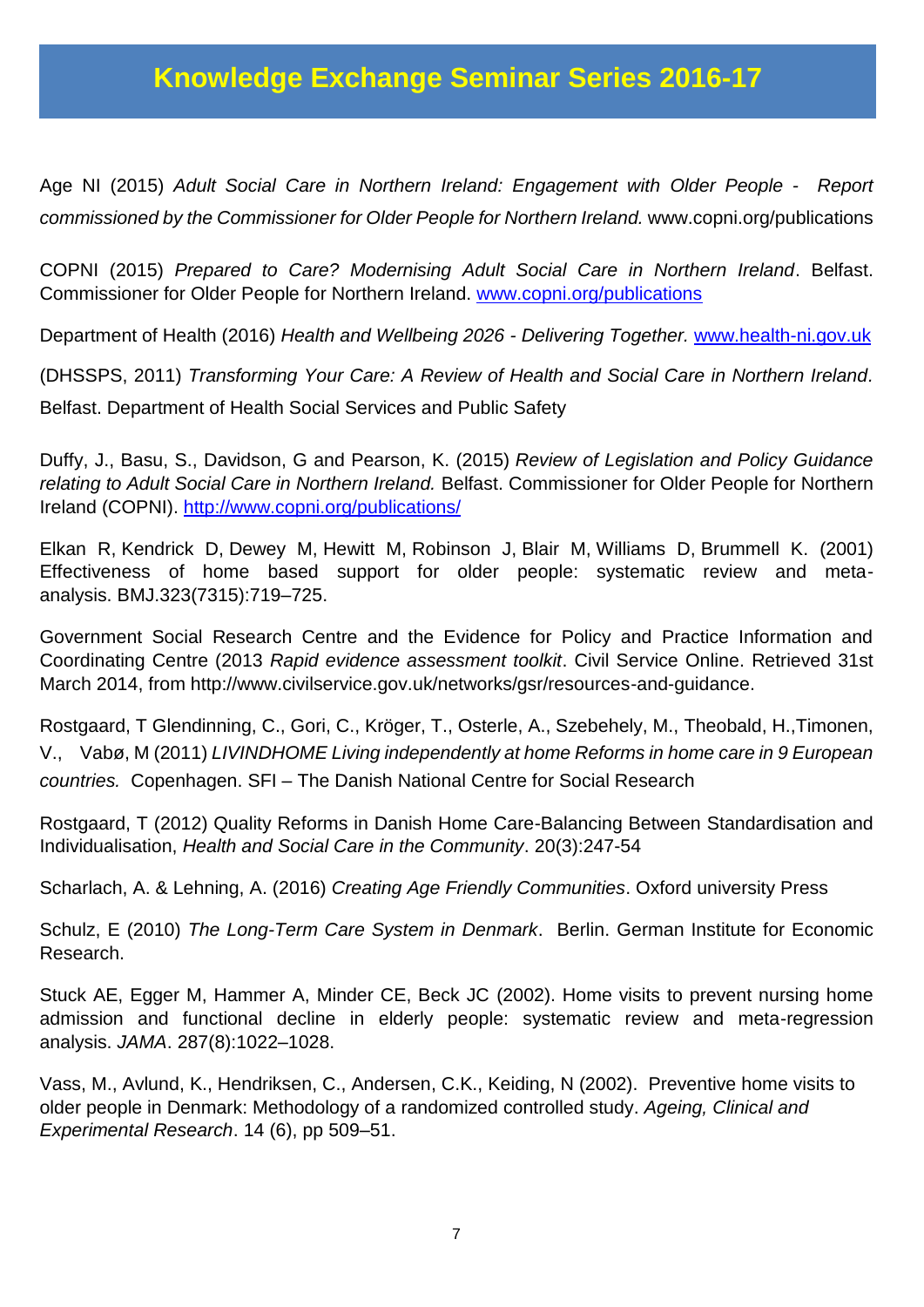# Knowledge Exchange Seminar Series 2016-17

Age NI (2015) *Adult Social Care in Northern Ireland: Engagement with Older People - Report commissioned by the Commissioner for Older People for Northern Ireland.* www.copni.org/publications

COPNI (2015) *Prepared to Care? Modernising Adult Social Care in Northern Ireland*. Belfast. Commissioner for Older People for Northern Ireland. www.copni.org/publications

Department of Health (2016) *Health and Wellbeing 2026 - Delivering Together.* www.health-ni.gov.uk

(DHSSPS, 2011) *Transforming Your Care: A Review of Health and Social Care in Northern Ireland*. Belfast. Department of Health Social Services and Public Safety

Duffy, J., Basu, S., Davidson, G and Pearson, K. (2015) *Review of Legislation and Policy Guidance relating to Adult Social Care in Northern Ireland.* Belfast. Commissioner for Older People for Northern Ireland (COPNI). http://www.copni.org/publications/

Elkan R, Kendrick D, Dewey M, Hewitt M, Robinson J, Blair M, Williams D, Brummell K. (2001) Effectiveness of home based support for older people: systematic review and meta-analysis. BMJ.323(7315):719–725.

Government Social Research Centre and the Evidence for Policy and Practice Information and Coordinating Centre (2013 *Rapid evidence assessment toolkit*. Civil Service Online. Retrieved 31st March 2014, from http://www.civilservice.gov.uk/networks/gsr/resources-and-guidance.

Rostgaard, T Glendinning, C., Gori, C., Kröger, T., Osterle, A., Szebehely, M., Theobald, H.,Timonen, V., Vabø, M (2011) *LIVINDHOME Living independently at home Reforms in home care in 9 European countries.* Copenhagen. SFI – The Danish National Centre for Social Research

Rostgaard, T (2012) Quality Reforms in Danish Home Care-Balancing Between Standardisation and Individualisation, *Health and Social Care in the Community*. 20(3):247-54

Scharlach, A. & Lehning, A. (2016) *Creating Age Friendly Communities*. Oxford university Press

Schulz, E (2010) *The Long-Term Care System in Denmark*. Berlin. German Institute for Economic Research.

Stuck AE, Egger M, Hammer A, Minder CE, Beck JC (2002). Home visits to prevent nursing home admission and functional decline in elderly people: systematic review and meta-regression analysis. *JAMA*. 287(8):1022–1028.

Vass, M., Avlund, K., Hendriksen, C., Andersen, C.K., Keiding, N (2002). Preventive home visits to older people in Denmark: Methodology of a randomized controlled study. *Ageing, Clinical and Experimental Research*. 14 (6), pp 509–51.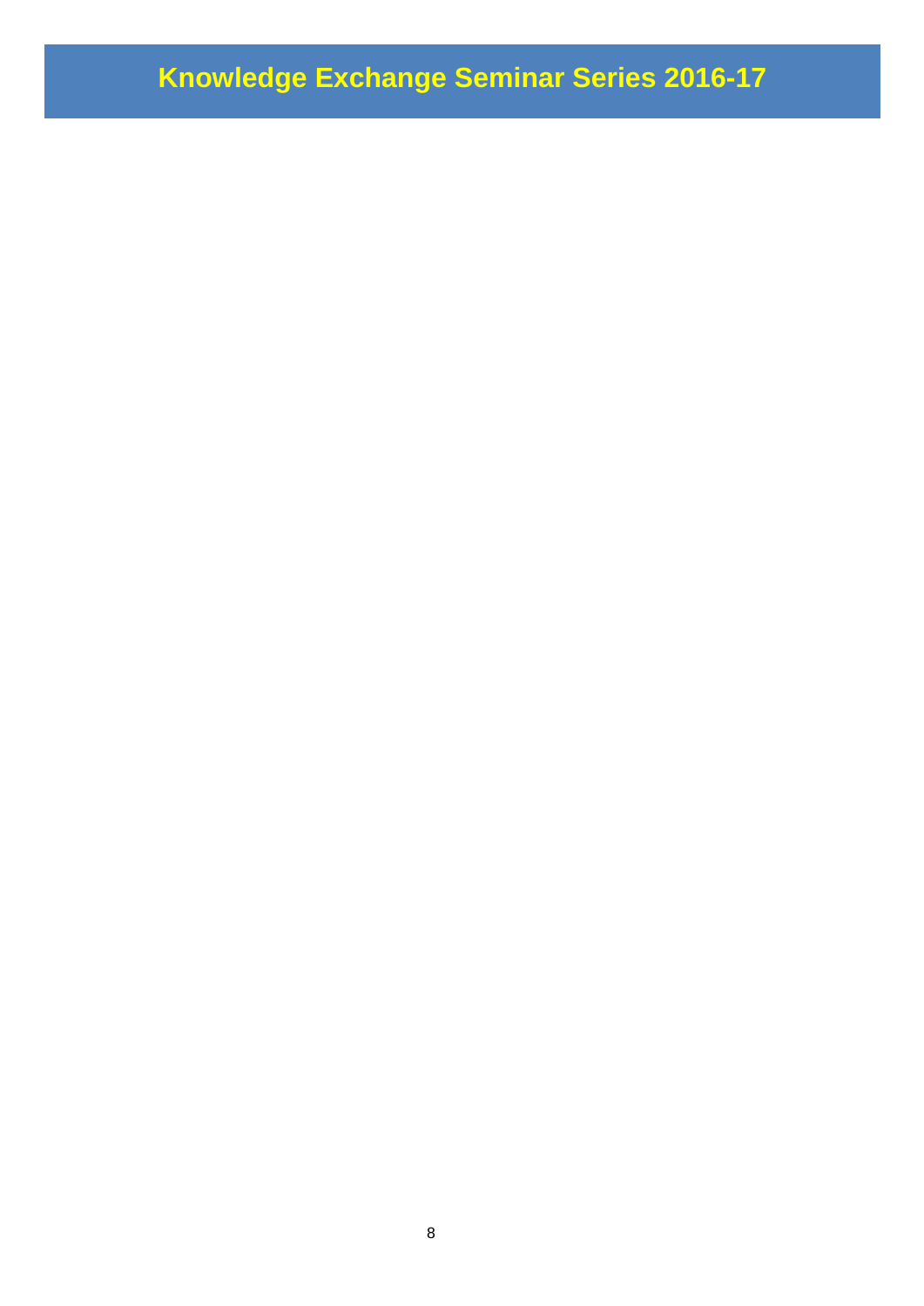# Knowledge Exchange Seminar Series 2016-17